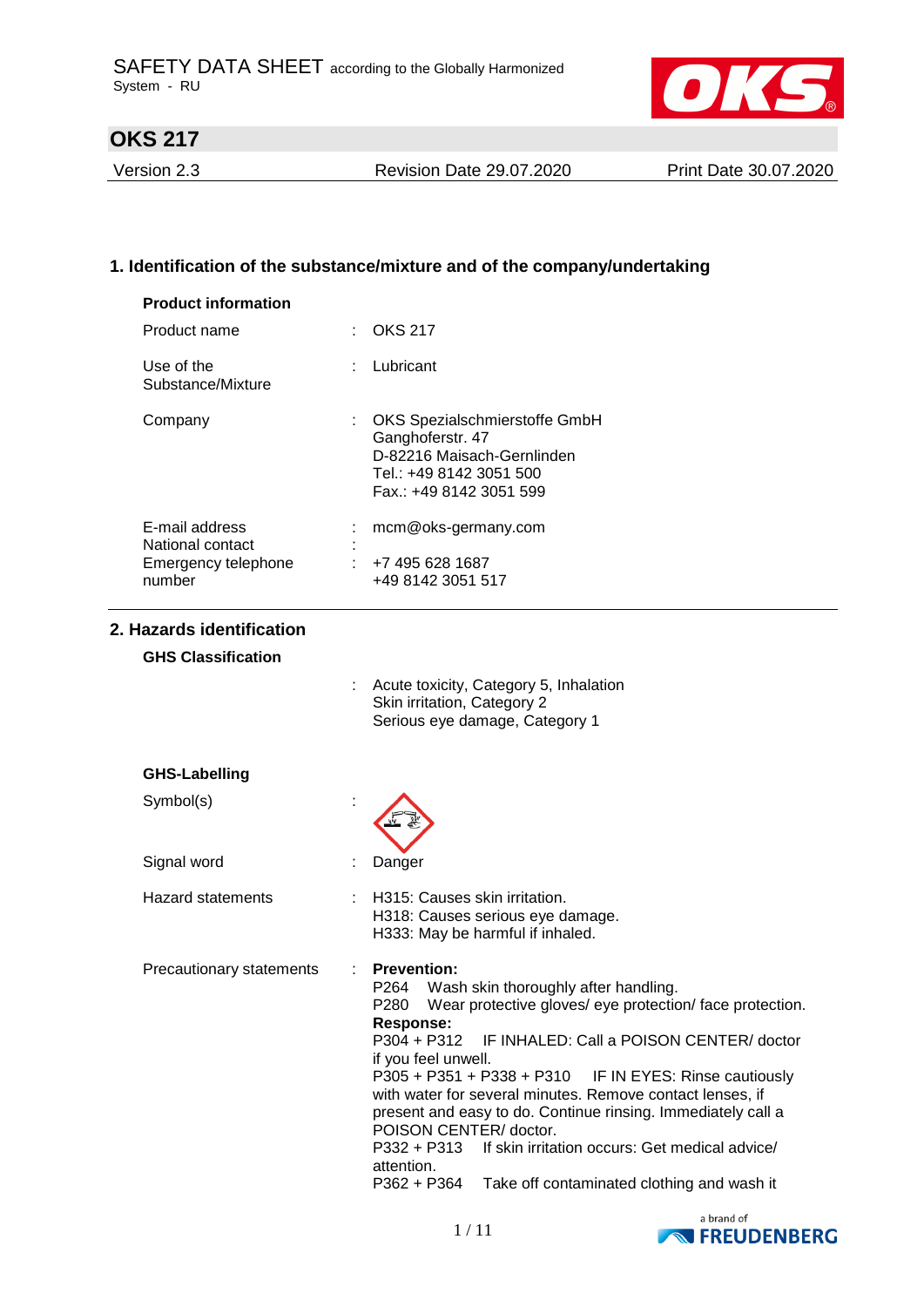SAFETY DATA SHEET according to the Globally Harmonized System - RU

# OKS 217

Version 2.3 | Revision Date 29.07.2020 | Print Date 30.07.2020

## 1. Identification of the substance/mixture and of the company/undertaking

**Product information**

| | | |
|---|---|---|
| Product name | : | OKS 217 |
| Use of the Substance/Mixture | : | Lubricant |
| Company | : | OKS Spezialschmierstoffe GmbH<br>Ganghoferstr. 47<br>D-82216 Maisach-Gernlinden<br>Tel.: +49 8142 3051 500<br>Fax.: +49 8142 3051 599 |
| E-mail address | : | mcm@oks-germany.com |
| National contact | : | |
| Emergency telephone number | : | +7 495 628 1687<br>+49 8142 3051 517 |

## 2. Hazards identification

**GHS Classification**

: Acute toxicity, Category 5, Inhalation
Skin irritation, Category 2
Serious eye damage, Category 1

**GHS-Labelling**

| | | |
|---|---|---|
| Symbol(s) | : | |
| Signal word | : | Danger |
| Hazard statements | : | H315: Causes skin irritation.<br>H318: Causes serious eye damage.<br>H333: May be harmful if inhaled. |
| Precautionary statements | : | **Prevention:**<br>P264 Wash skin thoroughly after handling.<br>P280 Wear protective gloves/ eye protection/ face protection.<br>**Response:**<br>P304 + P312 IF INHALED: Call a POISON CENTER/ doctor if you feel unwell.<br>P305 + P351 + P338 + P310 IF IN EYES: Rinse cautiously with water for several minutes. Remove contact lenses, if present and easy to do. Continue rinsing. Immediately call a POISON CENTER/ doctor.<br>P332 + P313 If skin irritation occurs: Get medical advice/ attention.<br>P362 + P364 Take off contaminated clothing and wash it |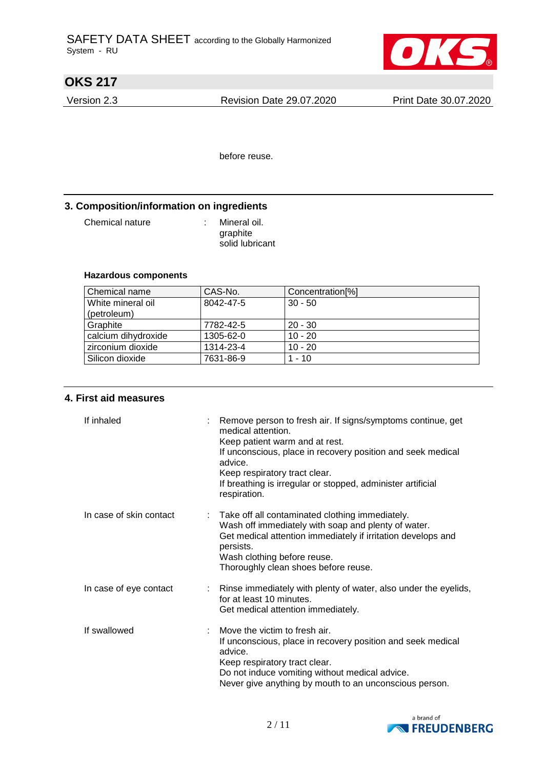before reuse.

## 3. Composition/information on ingredients

Chemical nature : Mineral oil.
graphite
solid lubricant

### Hazardous components

| Chemical name | CAS-No. | Concentration[%] |
|---|---|---|
| White mineral oil (petroleum) | 8042-47-5 | 30 - 50 |
| Graphite | 7782-42-5 | 20 - 30 |
| calcium dihydroxide | 1305-62-0 | 10 - 20 |
| zirconium dioxide | 1314-23-4 | 10 - 20 |
| Silicon dioxide | 7631-86-9 | 1 - 10 |

## 4. First aid measures

If inhaled : Remove person to fresh air. If signs/symptoms continue, get medical attention.
Keep patient warm and at rest.
If unconscious, place in recovery position and seek medical advice.
Keep respiratory tract clear.
If breathing is irregular or stopped, administer artificial respiration.

In case of skin contact : Take off all contaminated clothing immediately.
Wash off immediately with soap and plenty of water.
Get medical attention immediately if irritation develops and persists.
Wash clothing before reuse.
Thoroughly clean shoes before reuse.

In case of eye contact : Rinse immediately with plenty of water, also under the eyelids, for at least 10 minutes.
Get medical attention immediately.

If swallowed : Move the victim to fresh air.
If unconscious, place in recovery position and seek medical advice.
Keep respiratory tract clear.
Do not induce vomiting without medical advice.
Never give anything by mouth to an unconscious person.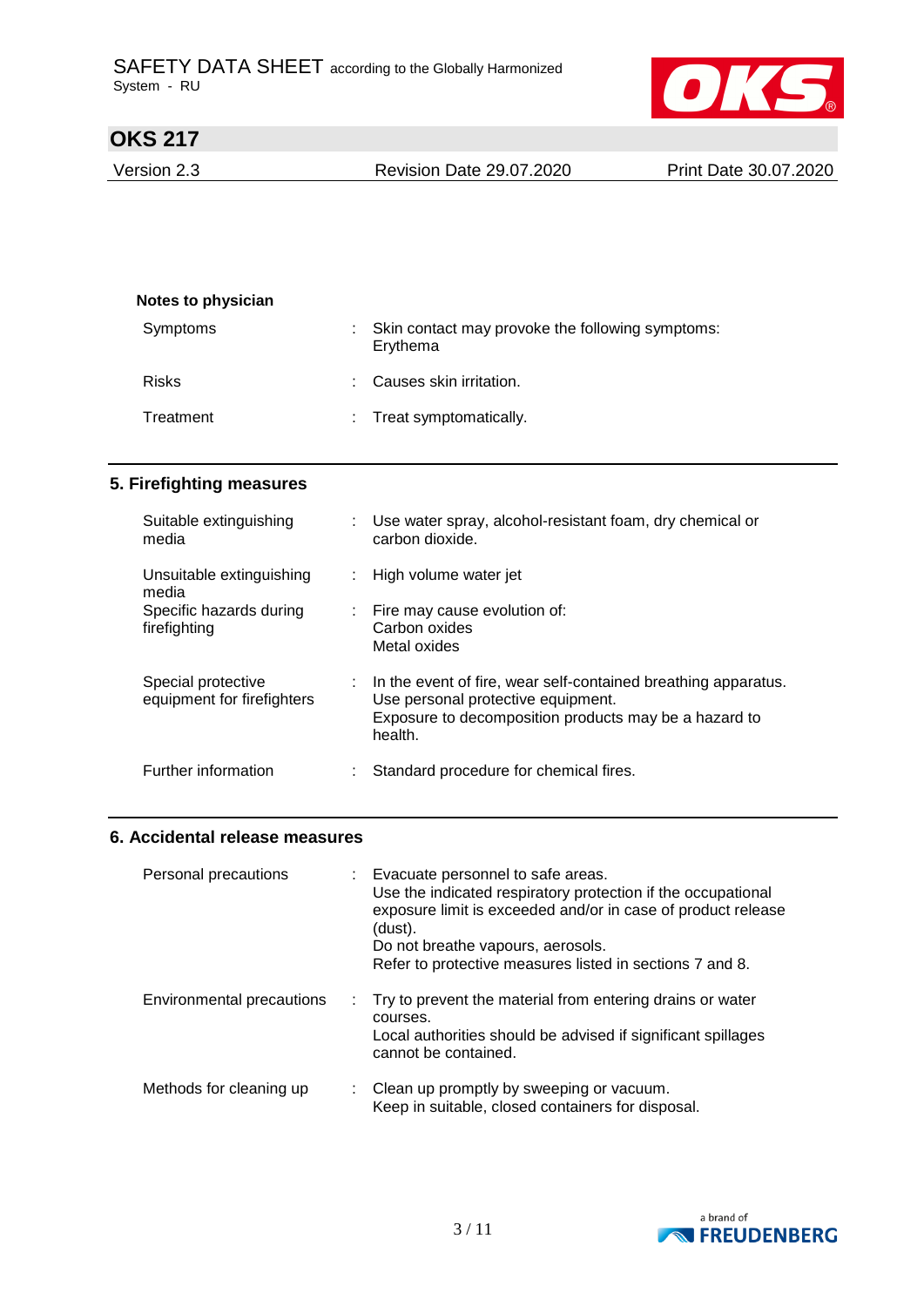**Notes to physician**

| | | |
|---|---|---|
| Symptoms | : | Skin contact may provoke the following symptoms: Erythema |
| Risks | : | Causes skin irritation. |
| Treatment | : | Treat symptomatically. |

## 5. Firefighting measures

| | | |
|---|---|---|
| Suitable extinguishing media | : | Use water spray, alcohol-resistant foam, dry chemical or carbon dioxide. |
| Unsuitable extinguishing media | : | High volume water jet |
| Specific hazards during firefighting | : | Fire may cause evolution of:<br>Carbon oxides<br>Metal oxides |
| Special protective equipment for firefighters | : | In the event of fire, wear self-contained breathing apparatus.<br>Use personal protective equipment.<br>Exposure to decomposition products may be a hazard to health. |
| Further information | : | Standard procedure for chemical fires. |

## 6. Accidental release measures

| | | |
|---|---|---|
| Personal precautions | : | Evacuate personnel to safe areas.<br>Use the indicated respiratory protection if the occupational exposure limit is exceeded and/or in case of product release (dust).<br>Do not breathe vapours, aerosols.<br>Refer to protective measures listed in sections 7 and 8. |
| Environmental precautions | : | Try to prevent the material from entering drains or water courses.<br>Local authorities should be advised if significant spillages cannot be contained. |
| Methods for cleaning up | : | Clean up promptly by sweeping or vacuum.<br>Keep in suitable, closed containers for disposal. |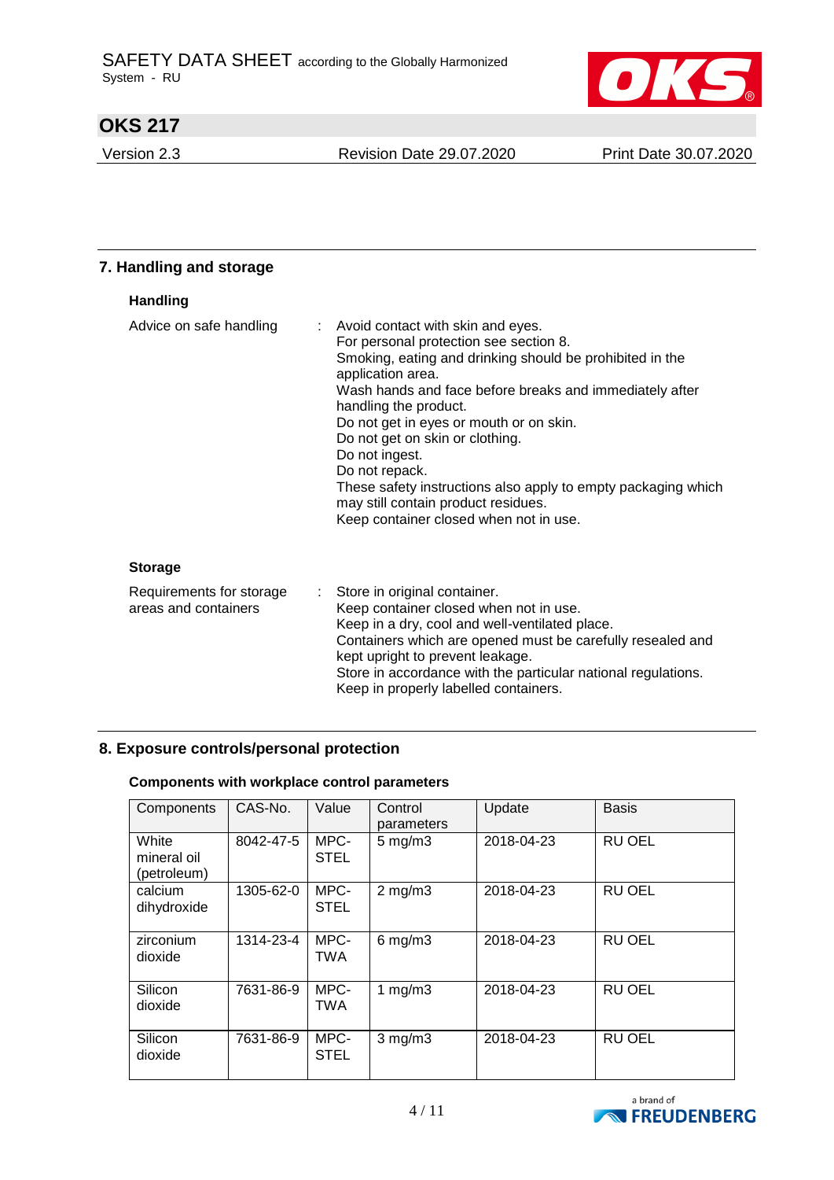## 7. Handling and storage

### Handling

Advice on safe handling : Avoid contact with skin and eyes.
For personal protection see section 8.
Smoking, eating and drinking should be prohibited in the application area.
Wash hands and face before breaks and immediately after handling the product.
Do not get in eyes or mouth or on skin.
Do not get on skin or clothing.
Do not ingest.
Do not repack.
These safety instructions also apply to empty packaging which may still contain product residues.
Keep container closed when not in use.

### Storage

Requirements for storage areas and containers : Store in original container.
Keep container closed when not in use.
Keep in a dry, cool and well-ventilated place.
Containers which are opened must be carefully resealed and kept upright to prevent leakage.
Store in accordance with the particular national regulations.
Keep in properly labelled containers.

## 8. Exposure controls/personal protection

### Components with workplace control parameters

| Components | CAS-No. | Value | Control parameters | Update | Basis |
|---|---|---|---|---|---|
| White mineral oil (petroleum) | 8042-47-5 | MPC-STEL | 5 mg/m3 | 2018-04-23 | RU OEL |
| calcium dihydroxide | 1305-62-0 | MPC-STEL | 2 mg/m3 | 2018-04-23 | RU OEL |
| zirconium dioxide | 1314-23-4 | MPC-TWA | 6 mg/m3 | 2018-04-23 | RU OEL |
| Silicon dioxide | 7631-86-9 | MPC-TWA | 1 mg/m3 | 2018-04-23 | RU OEL |
| Silicon dioxide | 7631-86-9 | MPC-STEL | 3 mg/m3 | 2018-04-23 | RU OEL |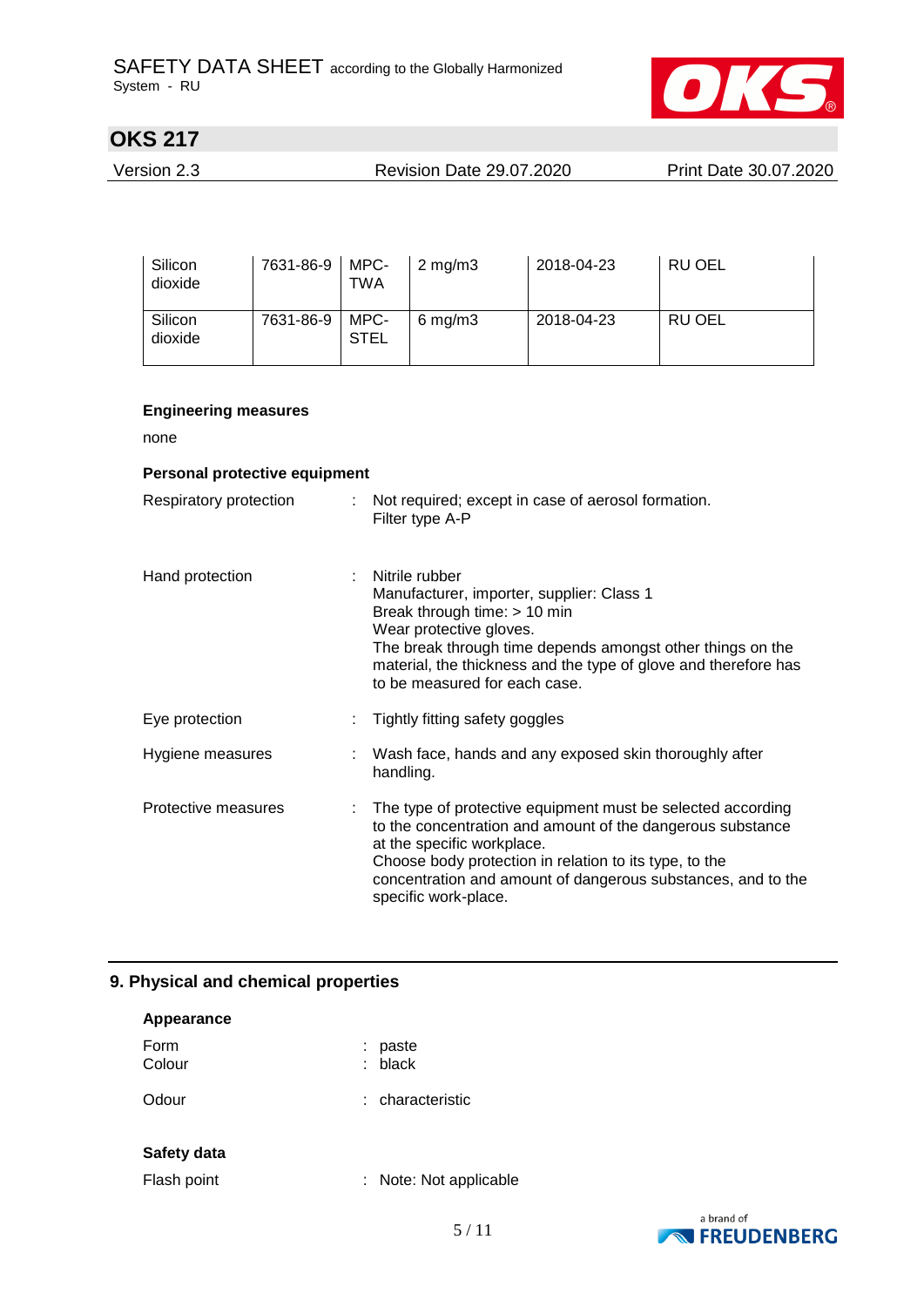| Silicon dioxide | 7631-86-9 | MPC-TWA | 2 mg/m3 | 2018-04-23 | RU OEL |
|---|---|---|---|---|---|
| Silicon dioxide | 7631-86-9 | MPC-STEL | 6 mg/m3 | 2018-04-23 | RU OEL |

**Engineering measures**

none

**Personal protective equipment**

Respiratory protection : Not required; except in case of aerosol formation.
Filter type A-P

Hand protection : Nitrile rubber
Manufacturer, importer, supplier: Class 1
Break through time: > 10 min
Wear protective gloves.
The break through time depends amongst other things on the material, the thickness and the type of glove and therefore has to be measured for each case.

Eye protection : Tightly fitting safety goggles

Hygiene measures : Wash face, hands and any exposed skin thoroughly after handling.

Protective measures : The type of protective equipment must be selected according to the concentration and amount of the dangerous substance at the specific workplace.
Choose body protection in relation to its type, to the concentration and amount of dangerous substances, and to the specific work-place.

## 9. Physical and chemical properties

**Appearance**

Form : paste
Colour : black

Odour : characteristic

**Safety data**

Flash point : Note: Not applicable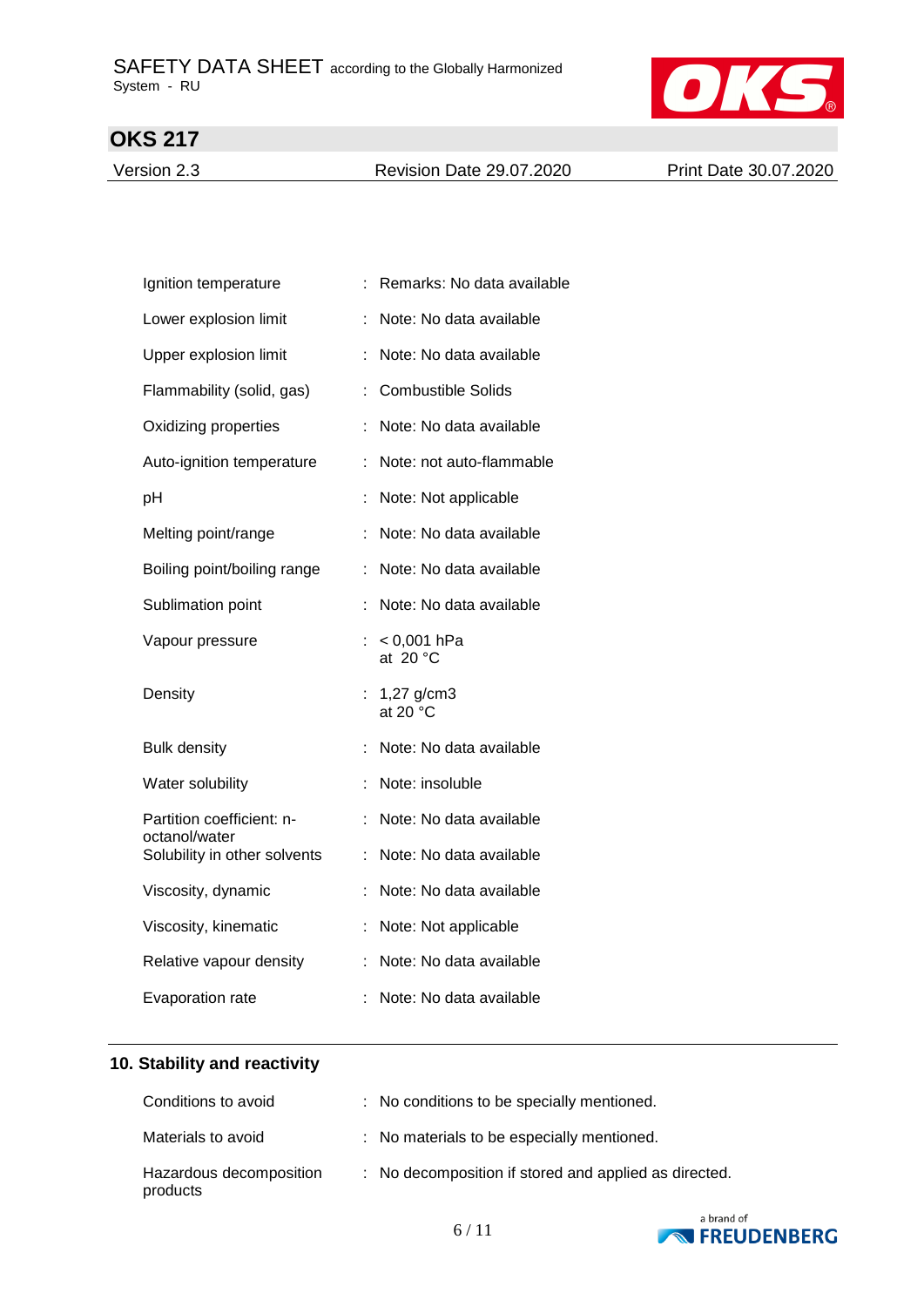| | | |
|---|---|---|
| Ignition temperature | : | Remarks: No data available |
| Lower explosion limit | : | Note: No data available |
| Upper explosion limit | : | Note: No data available |
| Flammability (solid, gas) | : | Combustible Solids |
| Oxidizing properties | : | Note: No data available |
| Auto-ignition temperature | : | Note: not auto-flammable |
| pH | : | Note: Not applicable |
| Melting point/range | : | Note: No data available |
| Boiling point/boiling range | : | Note: No data available |
| Sublimation point | : | Note: No data available |
| Vapour pressure | : | < 0,001 hPa at 20 °C |
| Density | : | 1,27 g/cm3 at 20 °C |
| Bulk density | : | Note: No data available |
| Water solubility | : | Note: insoluble |
| Partition coefficient: n-octanol/water | : | Note: No data available |
| Solubility in other solvents | : | Note: No data available |
| Viscosity, dynamic | : | Note: No data available |
| Viscosity, kinematic | : | Note: Not applicable |
| Relative vapour density | : | Note: No data available |
| Evaporation rate | : | Note: No data available |

## 10. Stability and reactivity

| | | |
|---|---|---|
| Conditions to avoid | : | No conditions to be specially mentioned. |
| Materials to avoid | : | No materials to be especially mentioned. |
| Hazardous decomposition products | : | No decomposition if stored and applied as directed. |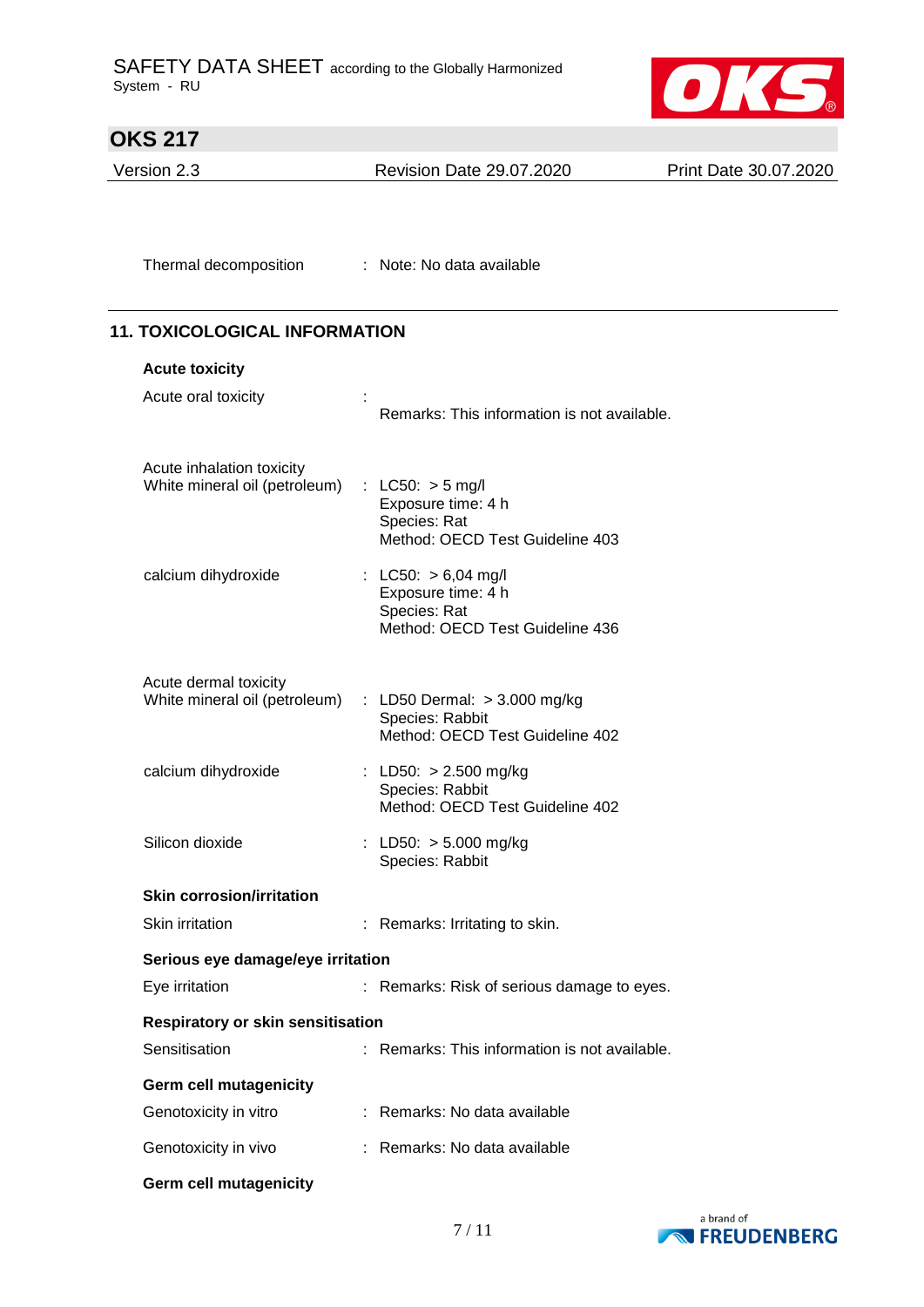Thermal decomposition : Note: No data available

## 11. TOXICOLOGICAL INFORMATION

**Acute toxicity**

Acute oral toxicity :
Remarks: This information is not available.

Acute inhalation toxicity
White mineral oil (petroleum) : LC50: > 5 mg/l
Exposure time: 4 h
Species: Rat
Method: OECD Test Guideline 403

calcium dihydroxide : LC50: > 6,04 mg/l
Exposure time: 4 h
Species: Rat
Method: OECD Test Guideline 436

Acute dermal toxicity
White mineral oil (petroleum) : LD50 Dermal: > 3.000 mg/kg
Species: Rabbit
Method: OECD Test Guideline 402

calcium dihydroxide : LD50: > 2.500 mg/kg
Species: Rabbit
Method: OECD Test Guideline 402

Silicon dioxide : LD50: > 5.000 mg/kg
Species: Rabbit

**Skin corrosion/irritation**

Skin irritation : Remarks: Irritating to skin.

**Serious eye damage/eye irritation**

Eye irritation : Remarks: Risk of serious damage to eyes.

**Respiratory or skin sensitisation**

Sensitisation : Remarks: This information is not available.

**Germ cell mutagenicity**

Genotoxicity in vitro : Remarks: No data available

Genotoxicity in vivo : Remarks: No data available

**Germ cell mutagenicity**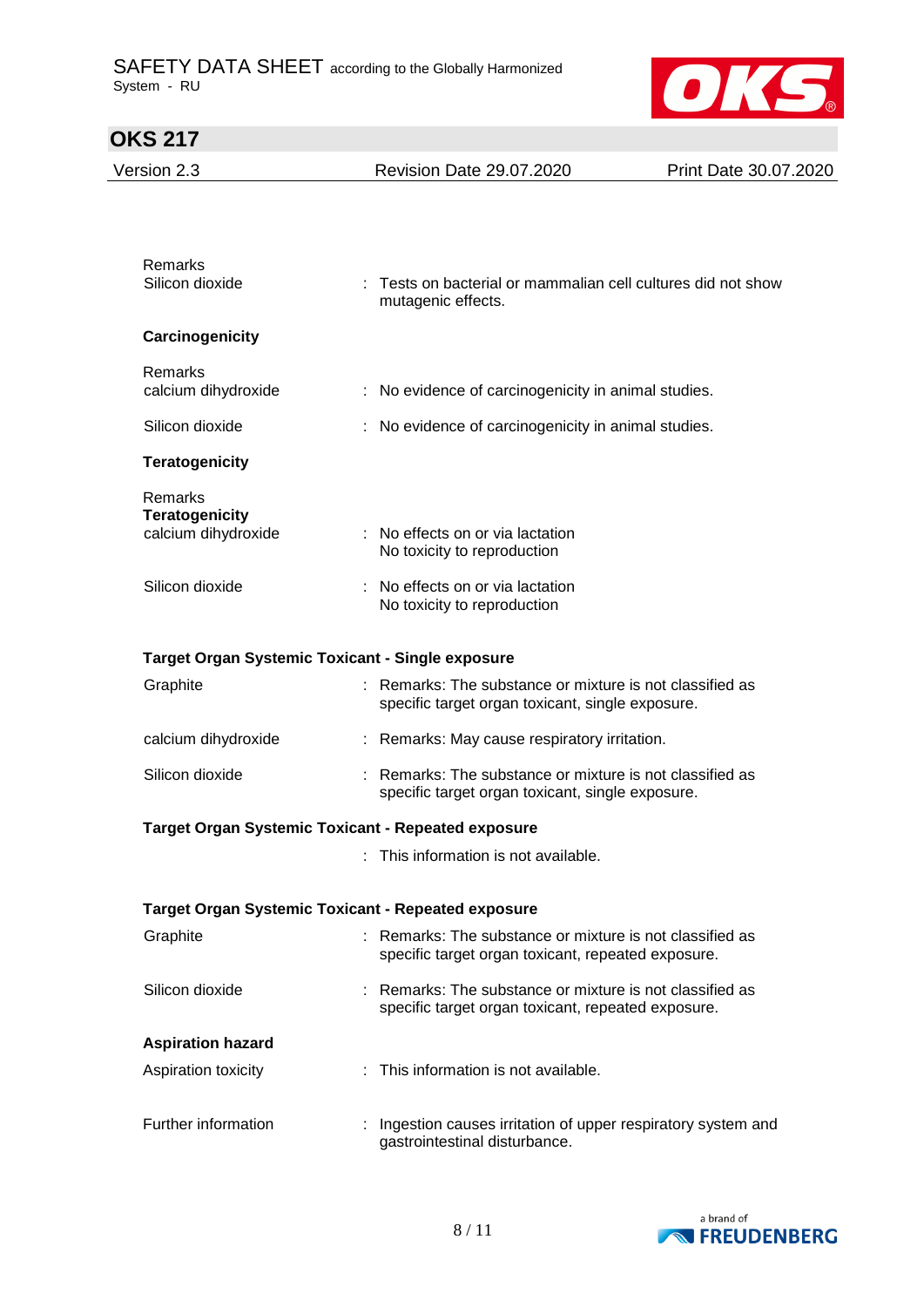Remarks

Silicon dioxide : Tests on bacterial or mammalian cell cultures did not show mutagenic effects.

**Carcinogenicity**

Remarks

calcium dihydroxide : No evidence of carcinogenicity in animal studies.

Silicon dioxide : No evidence of carcinogenicity in animal studies.

**Teratogenicity**

Remarks

**Teratogenicity**

calcium dihydroxide : No effects on or via lactation
No toxicity to reproduction

Silicon dioxide : No effects on or via lactation
No toxicity to reproduction

**Target Organ Systemic Toxicant - Single exposure**

Graphite : Remarks: The substance or mixture is not classified as specific target organ toxicant, single exposure.

calcium dihydroxide : Remarks: May cause respiratory irritation.

Silicon dioxide : Remarks: The substance or mixture is not classified as specific target organ toxicant, single exposure.

**Target Organ Systemic Toxicant - Repeated exposure**

: This information is not available.

**Target Organ Systemic Toxicant - Repeated exposure**

Graphite : Remarks: The substance or mixture is not classified as specific target organ toxicant, repeated exposure.

Silicon dioxide : Remarks: The substance or mixture is not classified as specific target organ toxicant, repeated exposure.

**Aspiration hazard**

Aspiration toxicity : This information is not available.

Further information : Ingestion causes irritation of upper respiratory system and gastrointestinal disturbance.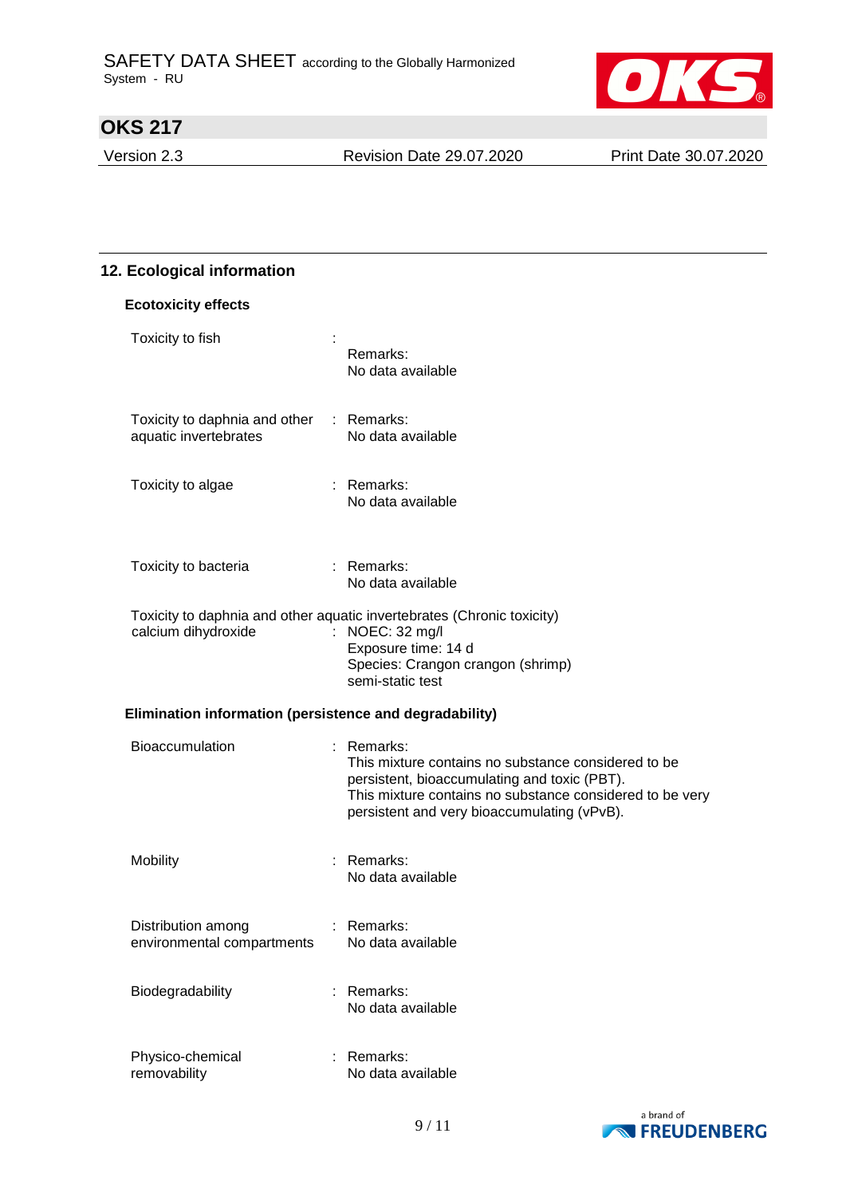## 12. Ecological information

### Ecotoxicity effects

| | | |
|---|---|---|
| Toxicity to fish | : | Remarks:<br>No data available |
| Toxicity to daphnia and other aquatic invertebrates | : | Remarks:<br>No data available |
| Toxicity to algae | : | Remarks:<br>No data available |
| Toxicity to bacteria | : | Remarks:<br>No data available |

Toxicity to daphnia and other aquatic invertebrates (Chronic toxicity)

| | | |
|---|---|---|
| calcium dihydroxide | : | NOEC: 32 mg/l<br>Exposure time: 14 d<br>Species: Crangon crangon (shrimp)<br>semi-static test |

### Elimination information (persistence and degradability)

| | | |
|---|---|---|
| Bioaccumulation | : | Remarks:<br>This mixture contains no substance considered to be persistent, bioaccumulating and toxic (PBT).<br>This mixture contains no substance considered to be very persistent and very bioaccumulating (vPvB). |
| Mobility | : | Remarks:<br>No data available |
| Distribution among environmental compartments | : | Remarks:<br>No data available |
| Biodegradability | : | Remarks:<br>No data available |
| Physico-chemical removability | : | Remarks:<br>No data available |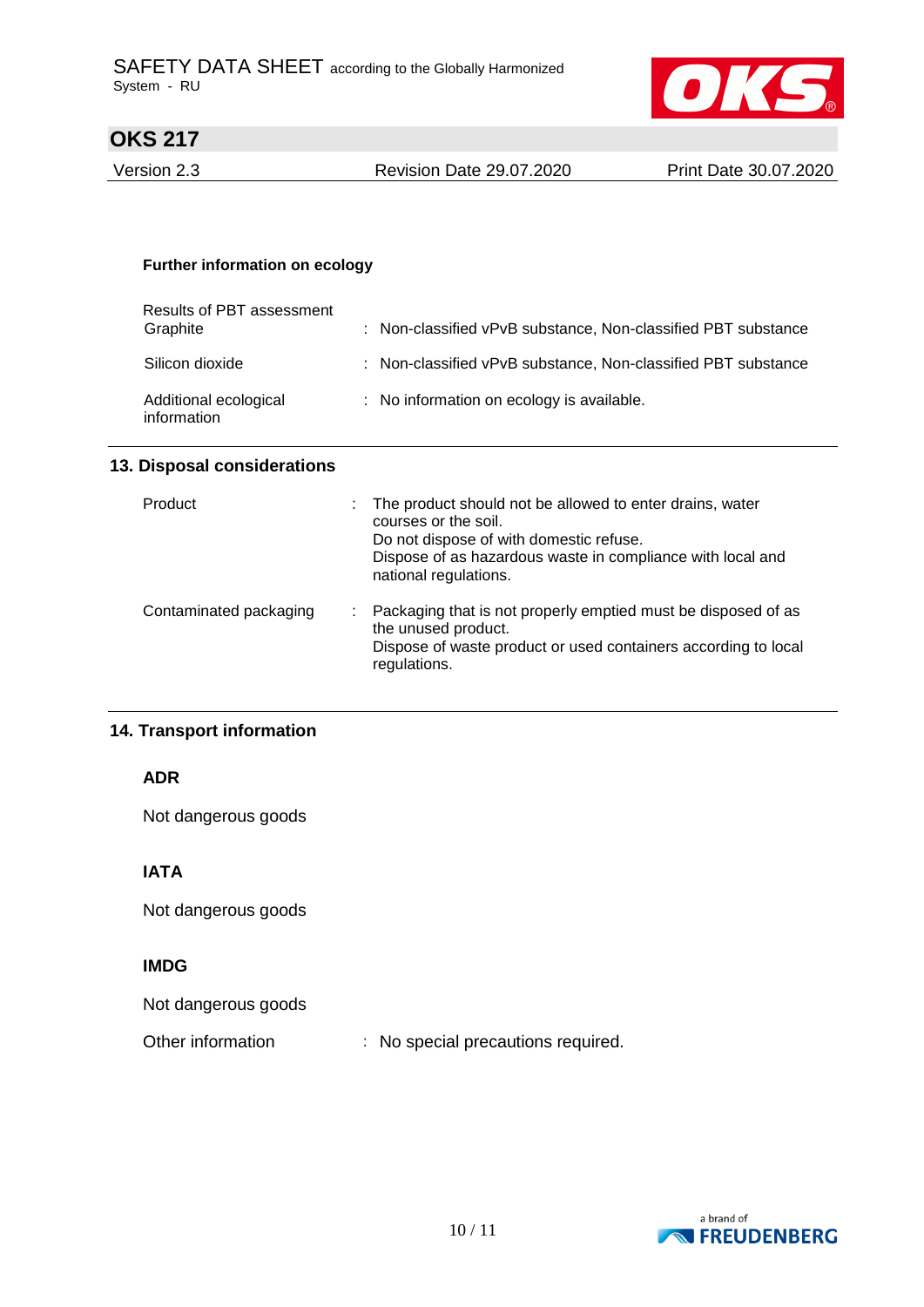**Further information on ecology**

| | |
|---|---|
| Results of PBT assessment<br>Graphite | : Non-classified vPvB substance, Non-classified PBT substance |
| Silicon dioxide | : Non-classified vPvB substance, Non-classified PBT substance |
| Additional ecological information | : No information on ecology is available. |

## 13. Disposal considerations

| | |
|---|---|
| Product | : The product should not be allowed to enter drains, water courses or the soil.<br>Do not dispose of with domestic refuse.<br>Dispose of as hazardous waste in compliance with local and national regulations. |
| Contaminated packaging | : Packaging that is not properly emptied must be disposed of as the unused product.<br>Dispose of waste product or used containers according to local regulations. |

## 14. Transport information

**ADR**

Not dangerous goods

**IATA**

Not dangerous goods

**IMDG**

Not dangerous goods

Other information : No special precautions required.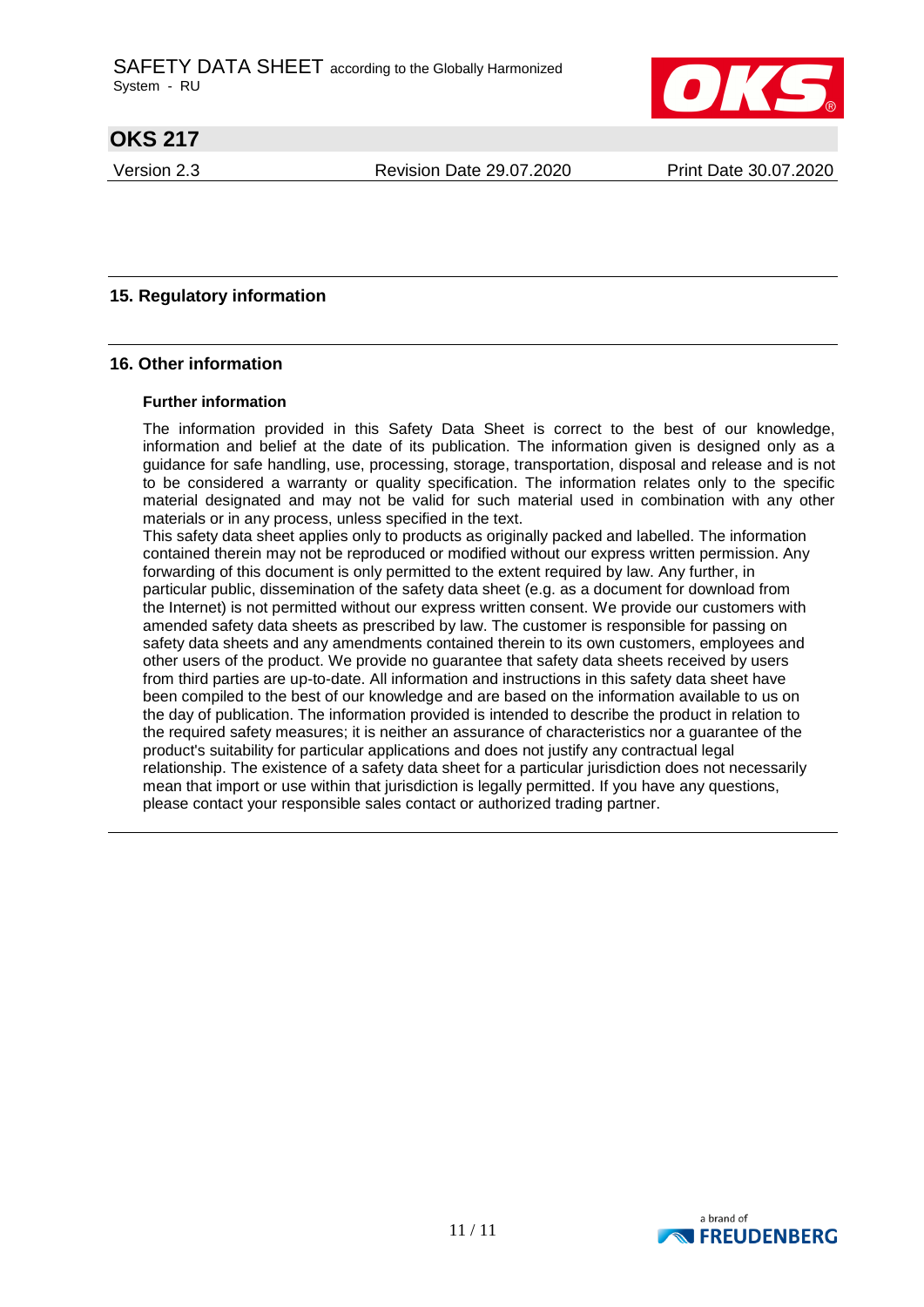## 15. Regulatory information

## 16. Other information

### Further information

The information provided in this Safety Data Sheet is correct to the best of our knowledge, information and belief at the date of its publication. The information given is designed only as a guidance for safe handling, use, processing, storage, transportation, disposal and release and is not to be considered a warranty or quality specification. The information relates only to the specific material designated and may not be valid for such material used in combination with any other materials or in any process, unless specified in the text.

This safety data sheet applies only to products as originally packed and labelled. The information contained therein may not be reproduced or modified without our express written permission. Any forwarding of this document is only permitted to the extent required by law. Any further, in particular public, dissemination of the safety data sheet (e.g. as a document for download from the Internet) is not permitted without our express written consent. We provide our customers with amended safety data sheets as prescribed by law. The customer is responsible for passing on safety data sheets and any amendments contained therein to its own customers, employees and other users of the product. We provide no guarantee that safety data sheets received by users from third parties are up-to-date. All information and instructions in this safety data sheet have been compiled to the best of our knowledge and are based on the information available to us on the day of publication. The information provided is intended to describe the product in relation to the required safety measures; it is neither an assurance of characteristics nor a guarantee of the product's suitability for particular applications and does not justify any contractual legal relationship. The existence of a safety data sheet for a particular jurisdiction does not necessarily mean that import or use within that jurisdiction is legally permitted. If you have any questions, please contact your responsible sales contact or authorized trading partner.